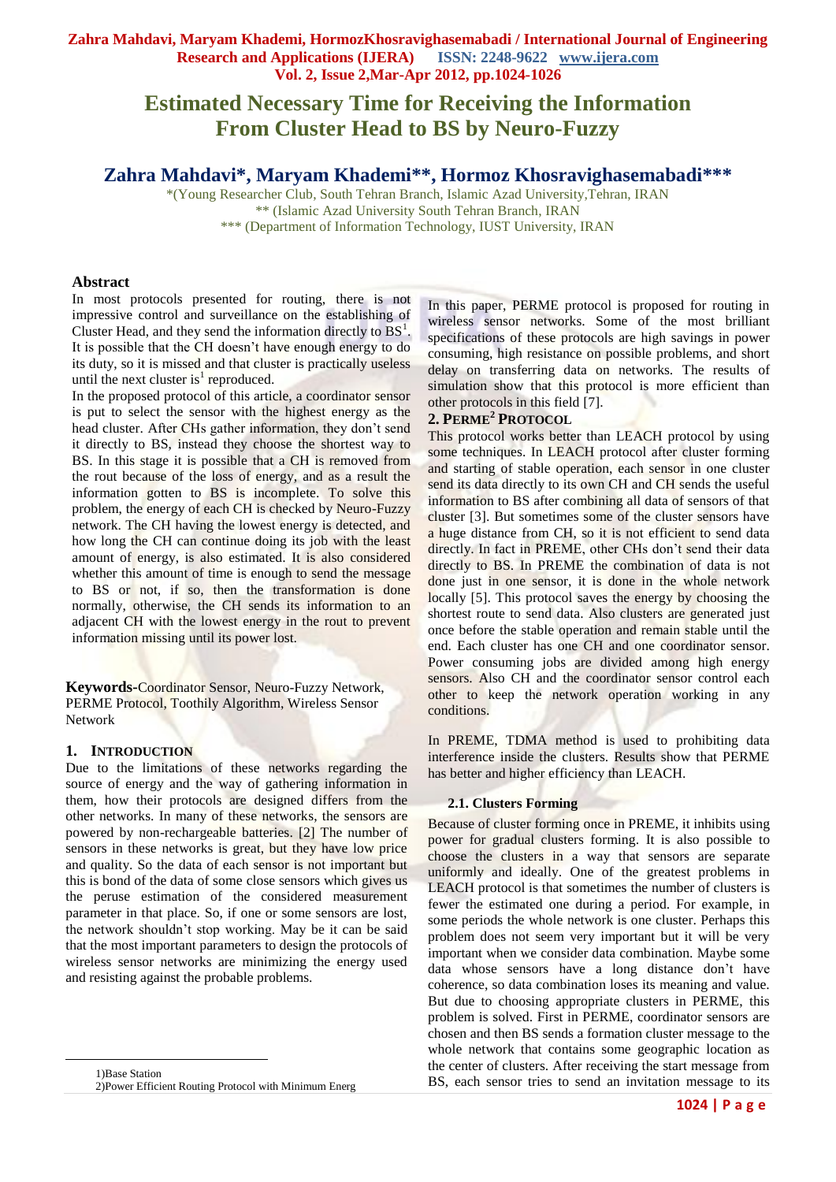# Estimated Necessary Time for Receiving the Information From Cluster Head to BS by Neuro-Fuzzy

## Zahra Mahdavi*, Maryam Khademi**, Hormoz Khosravighasemabadi***

*(Young Researcher Club, South Tehran Branch, Islamic Azad University,Tehran, IRAN
** (Islamic Azad University South Tehran Branch, IRAN
*** (Department of Information Technology, IUST University, IRAN

### Abstract

In most protocols presented for routing, there is not impressive control and surveillance on the establishing of Cluster Head, and they send the information directly to BS[1]. It is possible that the CH doesn't have enough energy to do its duty, so it is missed and that cluster is practically useless until the next cluster is[1] reproduced.

In the proposed protocol of this article, a coordinator sensor is put to select the sensor with the highest energy as the head cluster. After CHs gather information, they don't send it directly to BS, instead they choose the shortest way to BS. In this stage it is possible that a CH is removed from the rout because of the loss of energy, and as a result the information gotten to BS is incomplete. To solve this problem, the energy of each CH is checked by Neuro-Fuzzy network. The CH having the lowest energy is detected, and how long the CH can continue doing its job with the least amount of energy, is also estimated. It is also considered whether this amount of time is enough to send the message to BS or not, if so, then the transformation is done normally, otherwise, the CH sends its information to an adjacent CH with the lowest energy in the rout to prevent information missing until its power lost.

**Keywords**-Coordinator Sensor, Neuro-Fuzzy Network, PERME Protocol, Toothily Algorithm, Wireless Sensor Network

## 1. Introduction

Due to the limitations of these networks regarding the source of energy and the way of gathering information in them, how their protocols are designed differs from the other networks. In many of these networks, the sensors are powered by non-rechargeable batteries. [2] The number of sensors in these networks is great, but they have low price and quality. So the data of each sensor is not important but this is bond of the data of some close sensors which gives us the peruse estimation of the considered measurement parameter in that place. So, if one or some sensors are lost, the network shouldn't stop working. May be it can be said that the most important parameters to design the protocols of wireless sensor networks are minimizing the energy used and resisting against the probable problems.

In this paper, PERME protocol is proposed for routing in wireless sensor networks. Some of the most brilliant specifications of these protocols are high savings in power consuming, high resistance on possible problems, and short delay on transferring data on networks. The results of simulation show that this protocol is more efficient than other protocols in this field [7].

## 2. PERME[2] Protocol

This protocol works better than LEACH protocol by using some techniques. In LEACH protocol after cluster forming and starting of stable operation, each sensor in one cluster send its data directly to its own CH and CH sends the useful information to BS after combining all data of sensors of that cluster [3]. But sometimes some of the cluster sensors have a huge distance from CH, so it is not efficient to send data directly. In fact in PREME, other CHs don't send their data directly to BS. In PREME the combination of data is not done just in one sensor, it is done in the whole network locally [5]. This protocol saves the energy by choosing the shortest route to send data. Also clusters are generated just once before the stable operation and remain stable until the end. Each cluster has one CH and one coordinator sensor. Power consuming jobs are divided among high energy sensors. Also CH and the coordinator sensor control each other to keep the network operation working in any conditions.

In PREME, TDMA method is used to prohibiting data interference inside the clusters. Results show that PERME has better and higher efficiency than LEACH.

### 2.1. Clusters Forming

Because of cluster forming once in PREME, it inhibits using power for gradual clusters forming. It is also possible to choose the clusters in a way that sensors are separate uniformly and ideally. One of the greatest problems in LEACH protocol is that sometimes the number of clusters is fewer the estimated one during a period. For example, in some periods the whole network is one cluster. Perhaps this problem does not seem very important but it will be very important when we consider data combination. Maybe some data whose sensors have a long distance don't have coherence, so data combination loses its meaning and value. But due to choosing appropriate clusters in PERME, this problem is solved. First in PERME, coordinator sensors are chosen and then BS sends a formation cluster message to the whole network that contains some geographic location as the center of clusters. After receiving the start message from BS, each sensor tries to send an invitation message to its

---

1)Base Station
2)Power Efficient Routing Protocol with Minimum Energ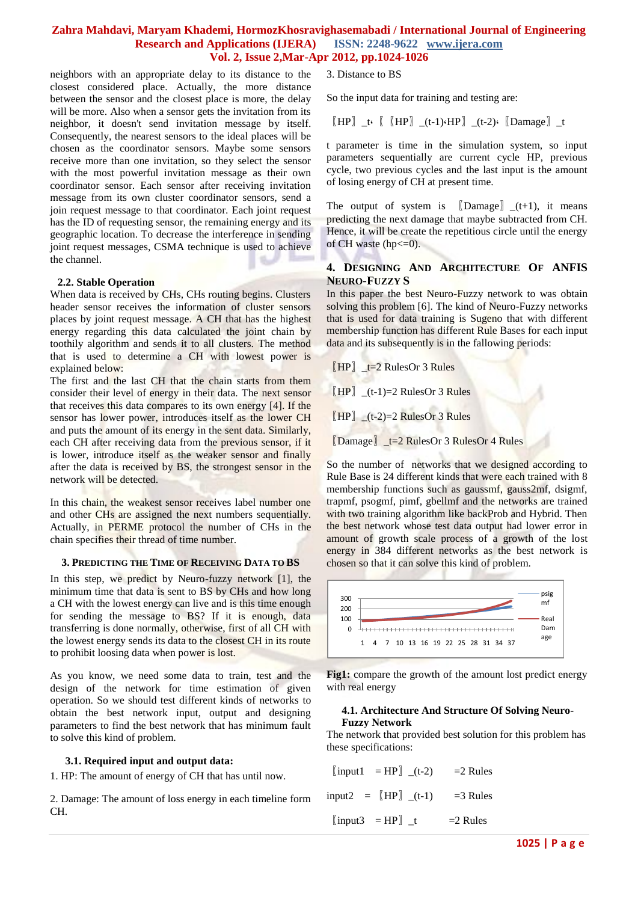neighbors with an appropriate delay to its distance to the closest considered place. Actually, the more distance between the sensor and the closest place is more, the delay will be more. Also when a sensor gets the invitation from its neighbor, it doesn't send invitation message by itself. Consequently, the nearest sensors to the ideal places will be chosen as the coordinator sensors. Maybe some sensors receive more than one invitation, so they select the sensor with the most powerful invitation message as their own coordinator sensor. Each sensor after receiving invitation message from its own cluster coordinator sensors, send a join request message to that coordinator. Each joint request has the ID of requesting sensor, the remaining energy and its geographic location. To decrease the interference in sending joint request messages, CSMA technique is used to achieve the channel.

### 2.2. Stable Operation

When data is received by CHs, CHs routing begins. Clusters header sensor receives the information of cluster sensors places by joint request message. A CH that has the highest energy regarding this data calculated the joint chain by toothily algorithm and sends it to all clusters. The method that is used to determine a CH with lowest power is explained below:

The first and the last CH that the chain starts from them consider their level of energy in their data. The next sensor that receives this data compares to its own energy [4]. If the sensor has lower power, introduces itself as the lower CH and puts the amount of its energy in the sent data. Similarly, each CH after receiving data from the previous sensor, if it is lower, introduce itself as the weaker sensor and finally after the data is received by BS, the strongest sensor in the network will be detected.

In this chain, the weakest sensor receives label number one and other CHs are assigned the next numbers sequentially. Actually, in PERME protocol the number of CHs in the chain specifies their thread of time number.

## 3. Predicting the Time of Receiving Data to BS

In this step, we predict by Neuro-fuzzy network [1], the minimum time that data is sent to BS by CHs and how long a CH with the lowest energy can live and is this time enough for sending the message to BS? If it is enough, data transferring is done normally, otherwise, first of all CH with the lowest energy sends its data to the closest CH in its route to prohibit loosing data when power is lost.

As you know, we need some data to train, test and the design of the network for time estimation of given operation. So we should test different kinds of networks to obtain the best network input, output and designing parameters to find the best network that has minimum fault to solve this kind of problem.

### 3.1. Required input and output data:

1. HP: The amount of energy of CH that has until now.

2. Damage: The amount of loss energy in each timeline form CH.

3. Distance to BS

So the input data for training and testing are:

$HP_t$, $HP_{(t-1)}$, $HP_{(t-2)}$, $Damage_t$

t parameter is time in the simulation system, so input parameters sequentially are current cycle HP, previous cycle, two previous cycles and the last input is the amount of losing energy of CH at present time.

The output of system is $Damage_{(t+1)}$, it means predicting the next damage that maybe subtracted from CH. Hence, it will be create the repetitious circle until the energy of CH waste (hp<=0).

## 4. Designing And Architecture Of ANFIS Neuro-Fuzzy S

In this paper the best Neuro-Fuzzy network to was obtain solving this problem [6]. The kind of Neuro-Fuzzy networks that is used for data training is Sugeno that with different membership function has different Rule Bases for each input data and its subsequently is in the fallowing periods:

$HP_t$=2 RulesOr 3 Rules

$HP_{(t-1)}$=2 RulesOr 3 Rules

$HP_{(t-2)}$=2 RulesOr 3 Rules

$Damage_t$=2 RulesOr 3 RulesOr 4 Rules

So the number of networks that we designed according to Rule Base is 24 different kinds that were each trained with 8 membership functions such as gaussmf, gauss2mf, dsigmf, trapmf, psogmf, pimf, gbellmf and the networks are trained with two training algorithm like backProb and Hybrid. Then the best network whose test data output had lower error in amount of growth scale process of a growth of the lost energy in 384 different networks as the best network is chosen so that it can solve this kind of problem.

**Fig1:** compare the growth of the amount lost predict energy with real energy

### 4.1. Architecture And Structure Of Solving Neuro-Fuzzy Network

The network that provided best solution for this problem has these specifications:

input1 = $HP_{(t-2)}$ =2 Rules

input2 = $HP_{(t-1)}$ =3 Rules

input3 = $HP_t$ =2 Rules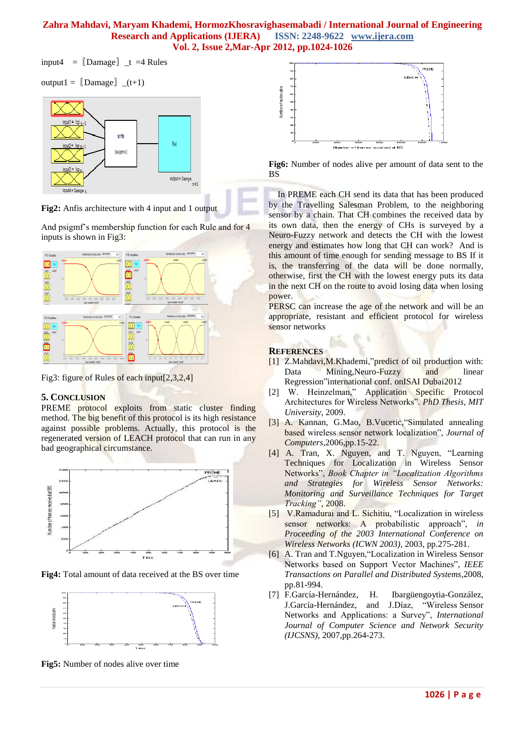input4 = 〖Damage〗 _t =4 Rules

output1 = 〖Damage〗 _(t+1)

**Fig2:** Anfis architecture with 4 input and 1 output

And psigmf's membership function for each Rule and for 4 inputs is shown in Fig3:

Fig3: figure of Rules of each input[2,3,2,4]

## 5. Conclusion

PREME protocol exploits from static cluster finding method. The big benefit of this protocol is its high resistance against possible problems. Actually, this protocol is the regenerated version of LEACH protocol that can run in any bad geographical circumstance.

**Fig4:** Total amount of data received at the BS over time

**Fig5:** Number of nodes alive over time

**Fig6:** Number of nodes alive per amount of data sent to the BS

In PREME each CH send its data that has been produced by the Travelling Salesman Problem, to the neighboring sensor by a chain. That CH combines the received data by its own data, then the energy of CHs is surveyed by a Neuro-Fuzzy network and detects the CH with the lowest energy and estimates how long that CH can work? And is this amount of time enough for sending message to BS If it is, the transferring of the data will be done normally, otherwise, first the CH with the lowest energy puts its data in the next CH on the route to avoid losing data when losing power.
PERSC can increase the age of the network and will be an appropriate, resistant and efficient protocol for wireless sensor networks

## References

[1] Z.Mahdavi,M.Khademi,"predict of oil production with: Data Mining,Neuro-Fuzzy and linear Regression"international conf. onISAI Dubai2012

[2] W. Heinzelman," Application Specific Protocol Architectures for Wireless Networks". *PhD Thesis, MIT University*, 2009.

[3] A. Kannan, G.Mao, B.Vucetic,"Simulated annealing based wireless sensor network localization", *Journal of Computers*,2006,pp.15-22.

[4] A. Tran, X. Nguyen, and T. Nguyen, "Learning Techniques for Localization in Wireless Sensor Networks", *Book Chapter in "Localization Algorithms and Strategies for Wireless Sensor Networks: Monitoring and Surveillance Techniques for Target Tracking"*, 2008.

[5] V.Ramadurai and L. Sichitiu, "Localization in wireless sensor networks: A probabilistic approach", *in Proceeding of the 2003 International Conference on Wireless Networks (ICWN 2003)*, 2003, pp.275-281.

[6] A. Tran and T.Nguyen,"Localization in Wireless Sensor Networks based on Support Vector Machines", *IEEE Transactions on Parallel and Distributed Systems*,2008, pp.81-994.

[7] F.García-Hernández, H. Ibargüengoytia-González, J.García-Hernández, and J.Díaz, "Wireless Sensor Networks and Applications: a Survey", *International Journal of Computer Science and Network Security (IJCSNS)*, 2007,pp.264-273.